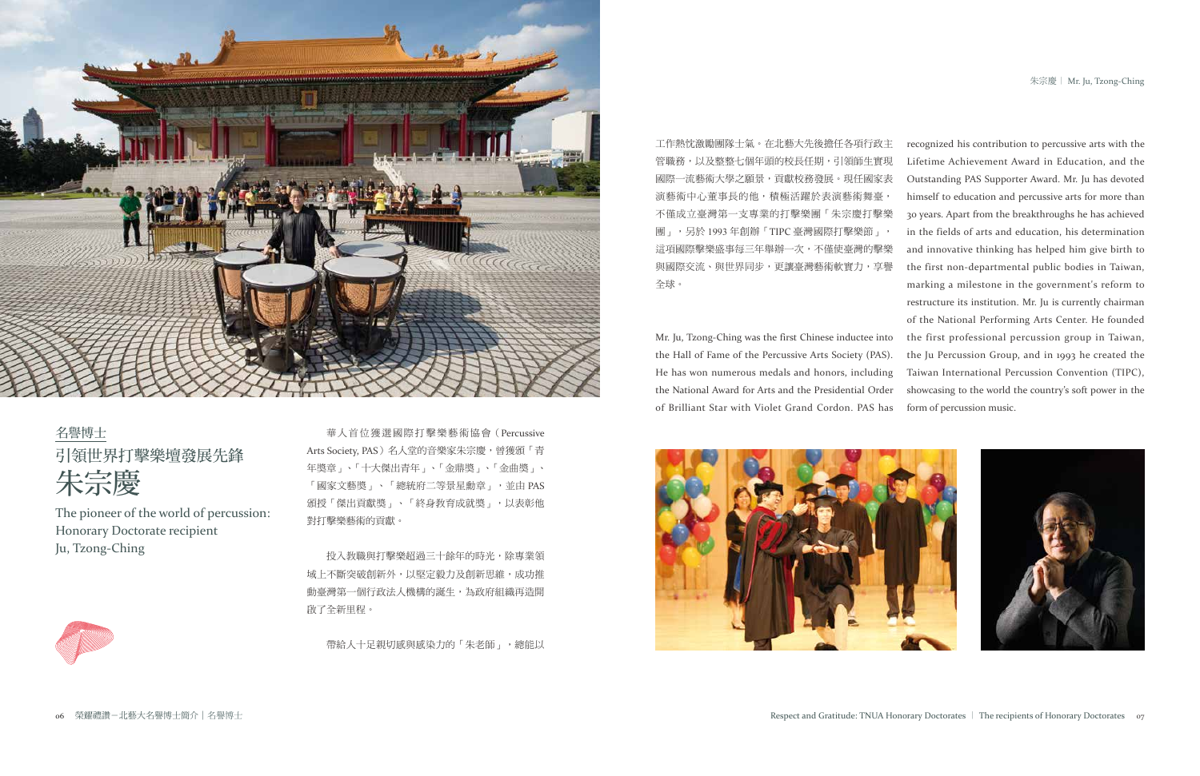名譽博士

# 引領世界打擊樂壇發展先鋒 朱宗慶

## The pioneer of the world of percussion: Honorary Doctorate recipient Ju, Tzong-Ching

華人首位獲選國際打擊樂藝術協會（Percussive Arts Society, PAS）名人堂的音樂家朱宗慶，曾獲頒「青年獎章」、「十大傑出青年」、「金鼎獎」、「金曲獎」、「國家文藝獎」、「總統府二等景星勳章」，並由 PAS 頒授「傑出貢獻獎」、「終身教育成就獎」，以表彰他對打擊樂藝術的貢獻。

投入教職與打擊樂超過三十餘年的時光，除專業領域上不斷突破創新外，以堅定毅力及創新思維，成功推動臺灣第一個行政法人機構的誕生，為政府組織再造開啟了全新里程。

帶給人十足親切感與感染力的「朱老師」，總能以工作熱忱激勵團隊士氣。在北藝大先後擔任各項行政主管職務，以及整整七個年頭的校長任期，引領師生實現國際一流藝術大學之願景，貢獻校務發展。現任國家表演藝術中心董事長的他，積極活躍於表演藝術舞臺，不僅成立臺灣第一支專業的打擊樂團「朱宗慶打擊樂團」，另於 1993 年創辦「TIPC 臺灣國際打擊樂節」，這項國際擊樂盛事每三年舉辦一次，不僅使臺灣的擊樂與國際交流、與世界同步，更讓臺灣藝術軟實力，享譽全球。

Mr. Ju, Tzong-Ching was the first Chinese inductee into the Hall of Fame of the Percussive Arts Society (PAS). He has won numerous medals and honors, including the National Award for Arts and the Presidential Order of Brilliant Star with Violet Grand Cordon. PAS has recognized his contribution to percussive arts with the Lifetime Achievement Award in Education, and the Outstanding PAS Supporter Award. Mr. Ju has devoted himself to education and percussive arts for more than 30 years. Apart from the breakthroughs he has achieved in the fields of arts and education, his determination and innovative thinking has helped him give birth to the first non-departmental public bodies in Taiwan, marking a milestone in the government's reform to restructure its institution. Mr. Ju is currently chairman of the National Performing Arts Center. He founded the first professional percussion group in Taiwan, the Ju Percussion Group, and in 1993 he created the Taiwan International Percussion Convention (TIPC), showcasing to the world the country's soft power in the form of percussion music.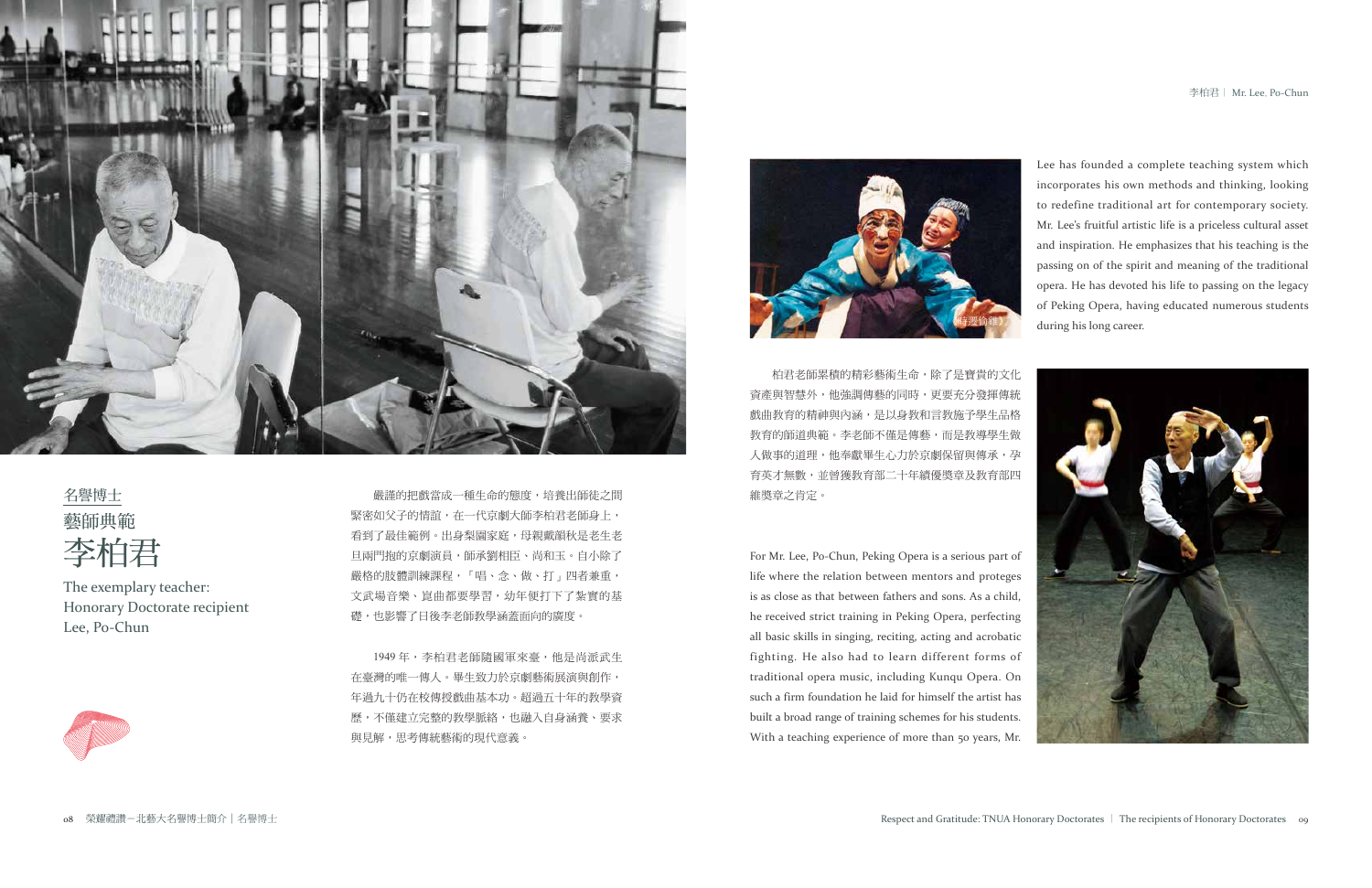名譽博士

# 藝師典範
# 李柏君

The exemplary teacher:
Honorary Doctorate recipient
Lee, Po-Chun

嚴謹的把戲當成一種生命的態度，培養出師徒之間緊密如父子的情誼，在一代京劇大師李柏君老師身上，看到了最佳範例。出身梨園家庭，母親戴韻秋是老生老旦兩門抱的京劇演員，師承劉相臣、尚和玉。自小除了嚴格的肢體訓練課程，「唱、念、做、打」四者兼重，文武場音樂、崑曲都要學習，幼年便打下了紮實的基礎，也影響了日後李老師教學涵蓋面向的廣度。

1949 年，李柏君老師隨國軍來臺，他是尚派武生在臺灣的唯一傳人。畢生致力於京劇藝術展演與創作，年過九十仍在校傳授戲曲基本功。超過五十年的教學資歷，不僅建立完整的教學脈絡，也融入自身涵養、要求與見解，思考傳統藝術的現代意義。

柏君老師累積的精彩藝術生命，除了是寶貴的文化資產與智慧外，他強調傳藝的同時，更要充分發揮傳統戲曲教育的精神與內涵，是以身教和言教施予學生品格教育的師道典範。李老師不僅是傳藝，而是教導學生做人做事的道理，他奉獻畢生心力於京劇保留與傳承，孕育英才無數，並曾獲教育部二十年績優獎章及教育部四維獎章之肯定。

For Mr. Lee, Po-Chun, Peking Opera is a serious part of life where the relation between mentors and proteges is as close as that between fathers and sons. As a child, he received strict training in Peking Opera, perfecting all basic skills in singing, reciting, acting and acrobatic fighting. He also had to learn different forms of traditional opera music, including Kunqu Opera. On such a firm foundation he laid for himself the artist has built a broad range of training schemes for his students. With a teaching experience of more than 50 years, Mr. Lee has founded a complete teaching system which incorporates his own methods and thinking, looking to redefine traditional art for contemporary society. Mr. Lee's fruitful artistic life is a priceless cultural asset and inspiration. He emphasizes that his teaching is the passing on of the spirit and meaning of the traditional opera. He has devoted his life to passing on the legacy of Peking Opera, having educated numerous students during his long career.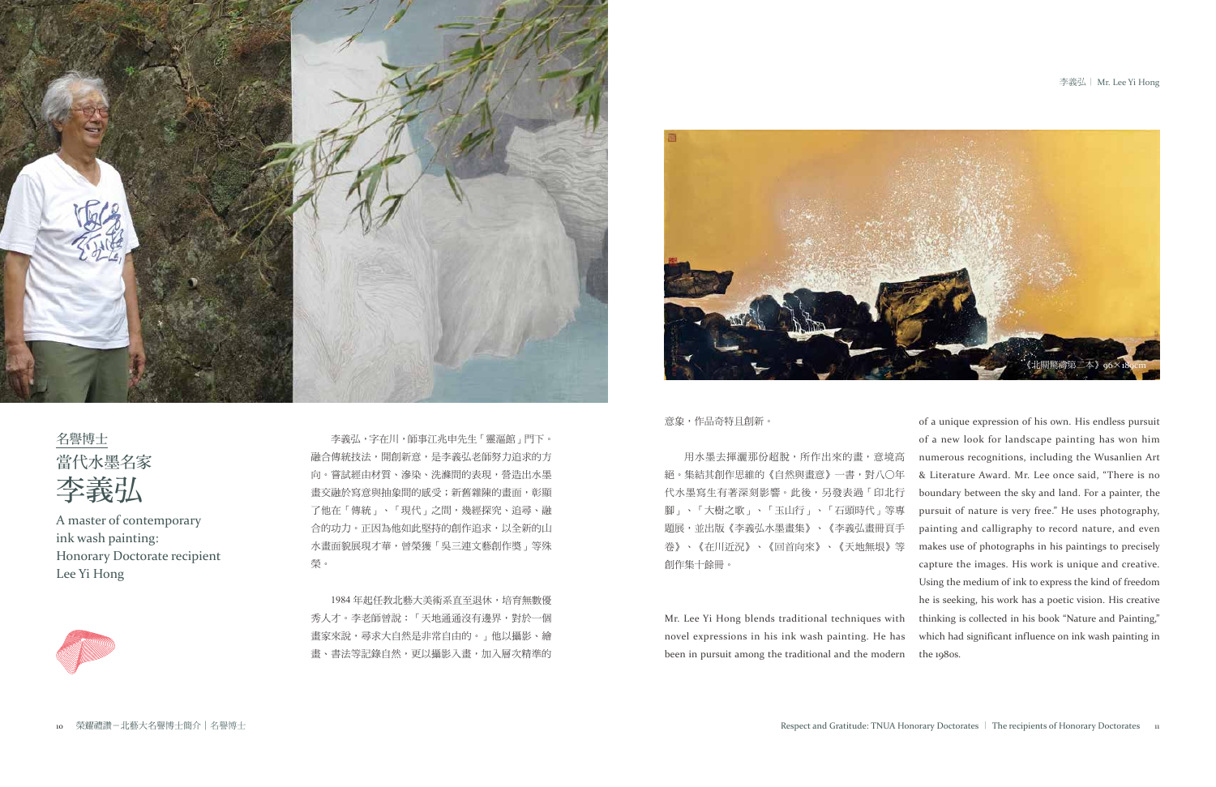名譽博士

當代水墨名家

# 李義弘

A master of contemporary ink wash painting: Honorary Doctorate recipient Lee Yi Hong

李義弘，字在川，師事江兆申先生「靈漚館」門下。融合傳統技法，開創新意，是李義弘老師努力追求的方向。嘗試經由材質、滲染、洗滌間的表現，營造出水墨畫交融於寫意與抽象間的感受；新舊雜陳的畫面，彰顯了他在「傳統」、「現代」之間，幾經探究、追尋、融合的功力。正因為他如此堅持的創作追求，以全新的山水畫面貌展現才華，曾榮獲「吳三連文藝創作獎」等殊榮。

1984 年起任教北藝大美術系直至退休，培育無數優秀人才。李老師曾說：「天地通通沒有邊界，對於一個畫家來說，尋求大自然是非常自由的。」他以攝影、繪畫、書法等記錄自然，更以攝影入畫，加入層次精準的意象，作品奇特且創新。

用水墨去揮灑那份超脫，所作出來的畫，意境高絕。集結其創作思維的《自然與畫意》一書，對八〇年代水墨寫生有著深刻影響。此後，另發表過「印北行腳」、「大樹之歌」、「玉山行」、「石頭時代」等專題展，並出版《李義弘水墨畫集》、《李義弘畫冊頁手卷》、《在川近況》、《回首向來》、《天地無垠》等創作集十餘冊。

《北關驚濤第二本》96 × 180cm

Mr. Lee Yi Hong blends traditional techniques with novel expressions in his ink wash painting. He has been in pursuit among the traditional and the modern of a unique expression of his own. His endless pursuit of a new look for landscape painting has won him numerous recognitions, including the Wusanlien Art & Literature Award. Mr. Lee once said, "There is no boundary between the sky and land. For a painter, the pursuit of nature is very free." He uses photography, painting and calligraphy to record nature, and even makes use of photographs in his paintings to precisely capture the images. His work is unique and creative. Using the medium of ink to express the kind of freedom he is seeking, his work has a poetic vision. His creative thinking is collected in his book "Nature and Painting," which had significant influence on ink wash painting in the 1980s.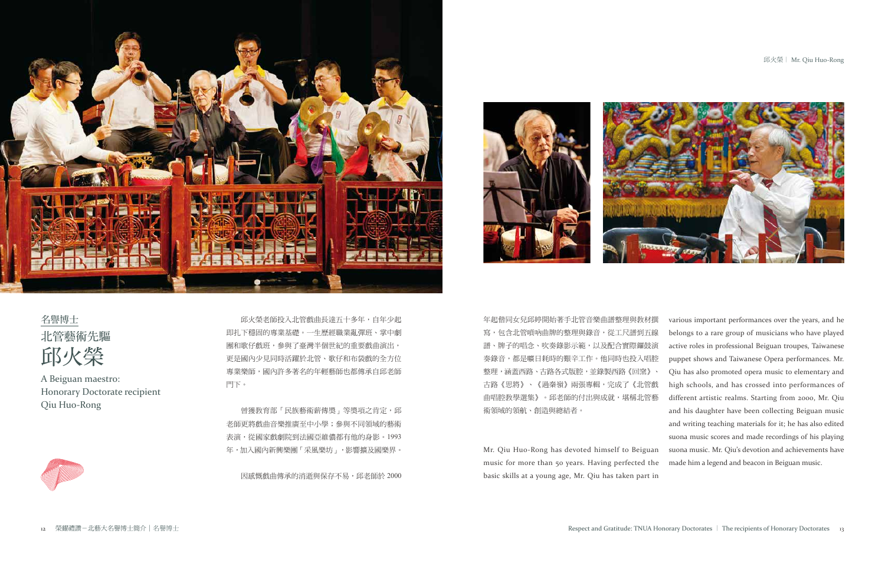名譽博士

# 北管藝術先驅
# 邱火榮

A Beiguan maestro:
Honorary Doctorate recipient
Qiu Huo-Rong

邱火榮老師投入北管戲曲長達五十多年，自年少起即扎下穩固的專業基礎。一生歷經職業亂彈班、掌中劇團和歌仔戲班，參與了臺灣半個世紀的重要戲曲演出，更是國內少見同時活躍於北管、歌仔和布袋戲的全方位專業樂師，國內許多著名的年輕藝師也都傳承自邱老師門下。

曾獲教育部「民族藝術薪傳獎」等獎項之肯定，邱老師更將戲曲音樂推廣至中小學；參與不同領域的藝術表演，從國家戲劇院到法國亞維儂都有他的身影。1993年，加入國內新興樂團「采風樂坊」，影響擴及國樂界。

因感慨戲曲傳承的消逝與保存不易，邱老師於2000年起偕同女兒邱婷開始著手北管音樂曲譜整理與教材撰寫，包含北管嗩吶曲牌的整理與錄音，從工尺譜到五線譜、牌子的唱念、吹奏錄影示範，以及配合實際鑼鼓演奏錄音，都是曠日耗時的艱辛工作。他同時也投入唱腔整理，涵蓋西路、古路各式版腔，並錄製西路《回窯》、古路《思將》、《過秦嶺》兩張專輯，完成了《北管戲曲唱腔教學選集》。邱老師的付出與成就，堪稱北管藝術領域的領航、創造與總結者。

Mr. Qiu Huo-Rong has devoted himself to Beiguan music for more than 50 years. Having perfected the basic skills at a young age, Mr. Qiu has taken part in various important performances over the years, and he belongs to a rare group of musicians who have played active roles in professional Beiguan troupes, Taiwanese puppet shows and Taiwanese Opera performances. Mr. Qiu has also promoted opera music to elementary and high schools, and has crossed into performances of different artistic realms. Starting from 2000, Mr. Qiu and his daughter have been collecting Beiguan music and writing teaching materials for it; he has also edited suona music scores and made recordings of his playing suona music. Mr. Qiu's devotion and achievements have made him a legend and beacon in Beiguan music.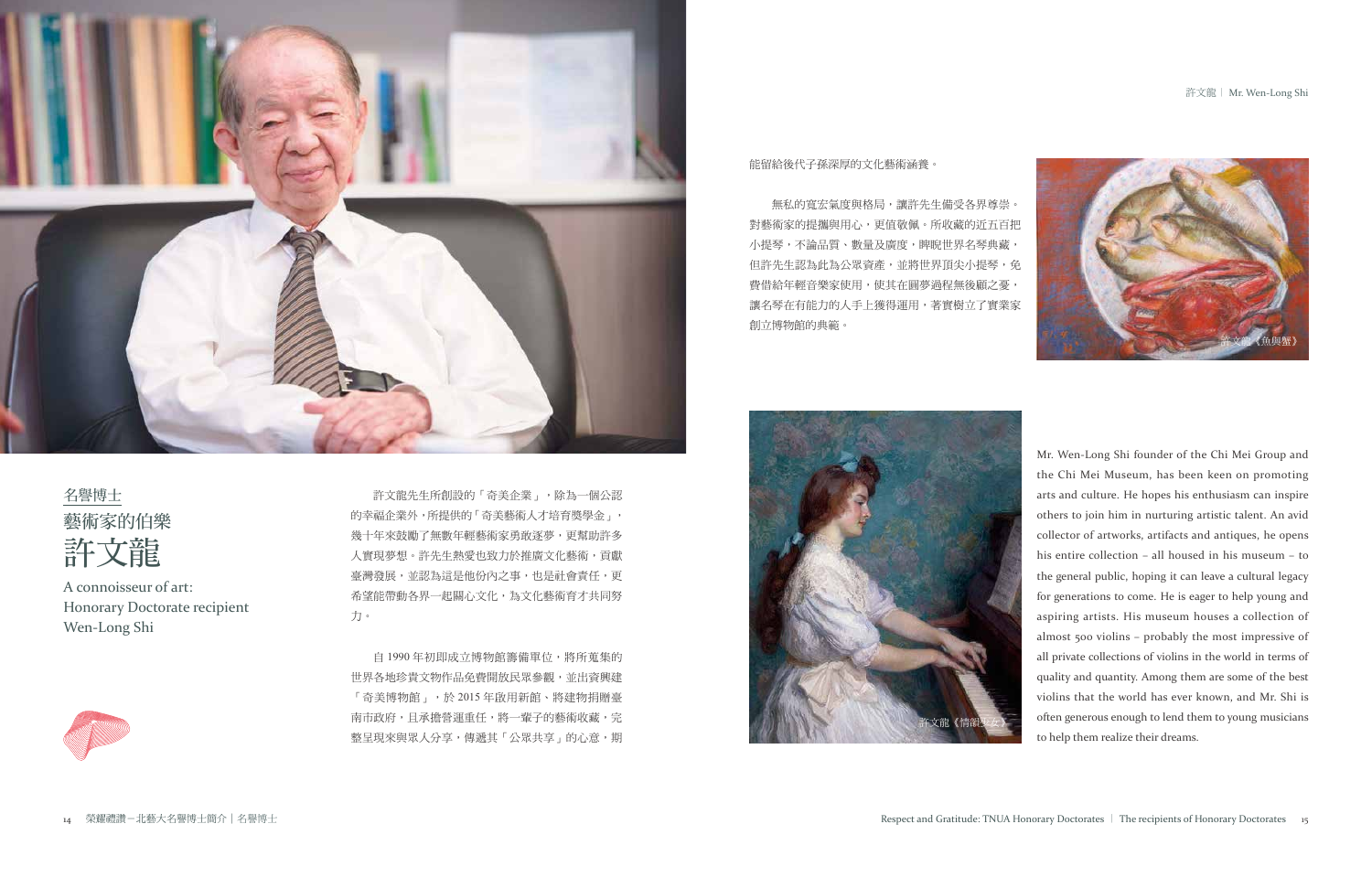## 名譽博士

# 藝術家的伯樂
# 許文龍

A connoisseur of art:
Honorary Doctorate recipient
Wen-Long Shi

許文龍先生所創設的「奇美企業」，除為一個公認的幸福企業外，所提供的「奇美藝術人才培育獎學金」，幾十年來鼓勵了無數年輕藝術家勇敢逐夢，更幫助許多人實現夢想。許先生熱愛也致力於推廣文化藝術，貢獻臺灣發展，並認為這是他份內之事，也是社會責任，更希望能帶動各界一起關心文化，為文化藝術育才共同努力。

自 1990 年初即成立博物館籌備單位，將所蒐集的世界各地珍貴文物作品免費開放民眾參觀，並出資興建「奇美博物館」，於 2015 年啟用新館、將建物捐贈臺南市政府，且承擔營運重任，將一輩子的藝術收藏，完整呈現來與眾人分享，傳遞其「公眾共享」的心意，期能留給後代子孫深厚的文化藝術涵養。

無私的寬宏氣度與格局，讓許先生備受各界尊崇。對藝術家的提攜與用心，更值敬佩。所收藏的近五百把小提琴，不論品質、數量及廣度，睥睨世界名琴典藏，但許先生認為此為公眾資產，並將世界頂尖小提琴，免費借給年輕音樂家使用，使其在圓夢過程無後顧之憂，讓名琴在有能力的人手上獲得運用，著實樹立了實業家創立博物館的典範。

許文龍《魚與蟹》

許文龍《情韻少女》

Mr. Wen-Long Shi founder of the Chi Mei Group and the Chi Mei Museum, has been keen on promoting arts and culture. He hopes his enthusiasm can inspire others to join him in nurturing artistic talent. An avid collector of artworks, artifacts and antiques, he opens his entire collection – all housed in his museum – to the general public, hoping it can leave a cultural legacy for generations to come. He is eager to help young and aspiring artists. His museum houses a collection of almost 500 violins – probably the most impressive of all private collections of violins in the world in terms of quality and quantity. Among them are some of the best violins that the world has ever known, and Mr. Shi is often generous enough to lend them to young musicians to help them realize their dreams.